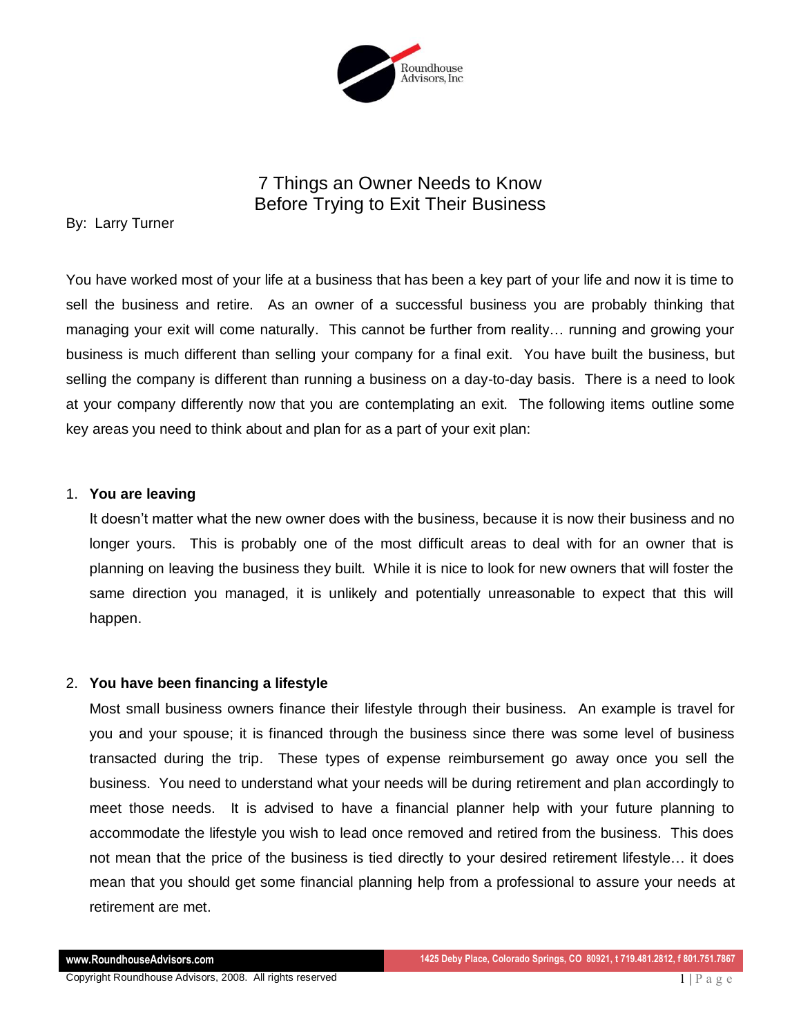Roundhouse Advisors, Inc

# 7 Things an Owner Needs to Know Before Trying to Exit Their Business

By: Larry Turner

You have worked most of your life at a business that has been a key part of your life and now it is time to sell the business and retire. As an owner of a successful business you are probably thinking that managing your exit will come naturally. This cannot be further from reality… running and growing your business is much different than selling your company for a final exit. You have built the business, but selling the company is different than running a business on a day-to-day basis. There is a need to look at your company differently now that you are contemplating an exit. The following items outline some key areas you need to think about and plan for as a part of your exit plan:

1. **You are leaving**

   It doesn't matter what the new owner does with the business, because it is now their business and no longer yours. This is probably one of the most difficult areas to deal with for an owner that is planning on leaving the business they built. While it is nice to look for new owners that will foster the same direction you managed, it is unlikely and potentially unreasonable to expect that this will happen.

2. **You have been financing a lifestyle**

   Most small business owners finance their lifestyle through their business. An example is travel for you and your spouse; it is financed through the business since there was some level of business transacted during the trip. These types of expense reimbursement go away once you sell the business. You need to understand what your needs will be during retirement and plan accordingly to meet those needs. It is advised to have a financial planner help with your future planning to accommodate the lifestyle you wish to lead once removed and retired from the business. This does not mean that the price of the business is tied directly to your desired retirement lifestyle… it does mean that you should get some financial planning help from a professional to assure your needs at retirement are met.

www.RoundhouseAdvisors.com

1425 Deby Place, Colorado Springs, CO 80921, t 719.481.2812, f 801.751.7867

Copyright Roundhouse Advisors, 2008. All rights reserved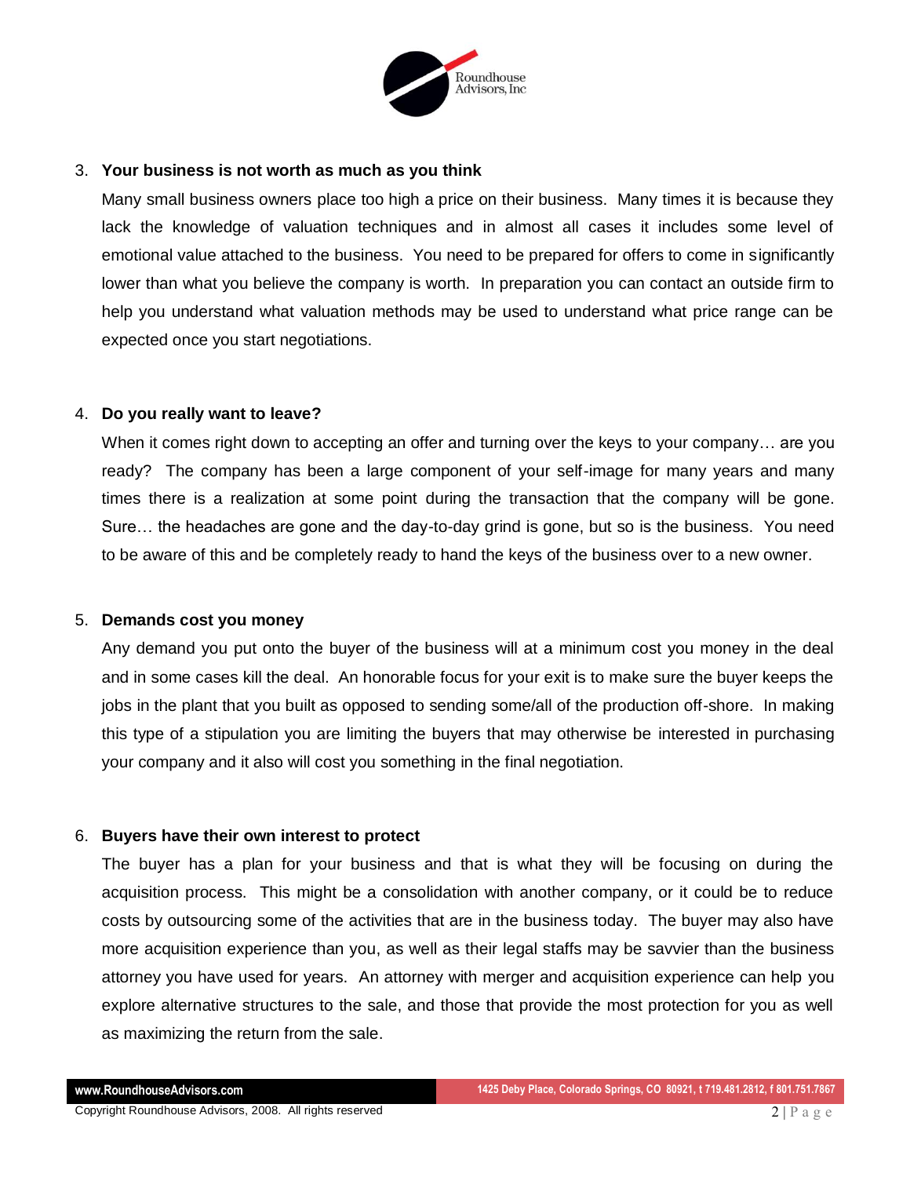3. **Your business is not worth as much as you think**

   Many small business owners place too high a price on their business. Many times it is because they lack the knowledge of valuation techniques and in almost all cases it includes some level of emotional value attached to the business. You need to be prepared for offers to come in significantly lower than what you believe the company is worth. In preparation you can contact an outside firm to help you understand what valuation methods may be used to understand what price range can be expected once you start negotiations.

4. **Do you really want to leave?**

   When it comes right down to accepting an offer and turning over the keys to your company… are you ready? The company has been a large component of your self-image for many years and many times there is a realization at some point during the transaction that the company will be gone. Sure… the headaches are gone and the day-to-day grind is gone, but so is the business. You need to be aware of this and be completely ready to hand the keys of the business over to a new owner.

5. **Demands cost you money**

   Any demand you put onto the buyer of the business will at a minimum cost you money in the deal and in some cases kill the deal. An honorable focus for your exit is to make sure the buyer keeps the jobs in the plant that you built as opposed to sending some/all of the production off-shore. In making this type of a stipulation you are limiting the buyers that may otherwise be interested in purchasing your company and it also will cost you something in the final negotiation.

6. **Buyers have their own interest to protect**

   The buyer has a plan for your business and that is what they will be focusing on during the acquisition process. This might be a consolidation with another company, or it could be to reduce costs by outsourcing some of the activities that are in the business today. The buyer may also have more acquisition experience than you, as well as their legal staffs may be savvier than the business attorney you have used for years. An attorney with merger and acquisition experience can help you explore alternative structures to the sale, and those that provide the most protection for you as well as maximizing the return from the sale.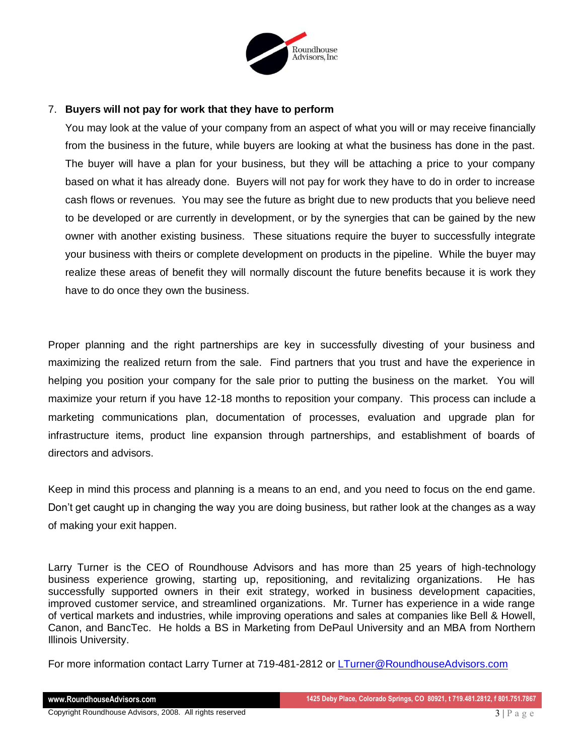7. **Buyers will not pay for work that they have to perform**

   You may look at the value of your company from an aspect of what you will or may receive financially from the business in the future, while buyers are looking at what the business has done in the past. The buyer will have a plan for your business, but they will be attaching a price to your company based on what it has already done. Buyers will not pay for work they have to do in order to increase cash flows or revenues. You may see the future as bright due to new products that you believe need to be developed or are currently in development, or by the synergies that can be gained by the new owner with another existing business. These situations require the buyer to successfully integrate your business with theirs or complete development on products in the pipeline. While the buyer may realize these areas of benefit they will normally discount the future benefits because it is work they have to do once they own the business.

Proper planning and the right partnerships are key in successfully divesting of your business and maximizing the realized return from the sale. Find partners that you trust and have the experience in helping you position your company for the sale prior to putting the business on the market. You will maximize your return if you have 12-18 months to reposition your company. This process can include a marketing communications plan, documentation of processes, evaluation and upgrade plan for infrastructure items, product line expansion through partnerships, and establishment of boards of directors and advisors.

Keep in mind this process and planning is a means to an end, and you need to focus on the end game. Don't get caught up in changing the way you are doing business, but rather look at the changes as a way of making your exit happen.

Larry Turner is the CEO of Roundhouse Advisors and has more than 25 years of high-technology business experience growing, starting up, repositioning, and revitalizing organizations. He has successfully supported owners in their exit strategy, worked in business development capacities, improved customer service, and streamlined organizations. Mr. Turner has experience in a wide range of vertical markets and industries, while improving operations and sales at companies like Bell & Howell, Canon, and BancTec. He holds a BS in Marketing from DePaul University and an MBA from Northern Illinois University.

For more information contact Larry Turner at 719-481-2812 or LTurner@RoundhouseAdvisors.com